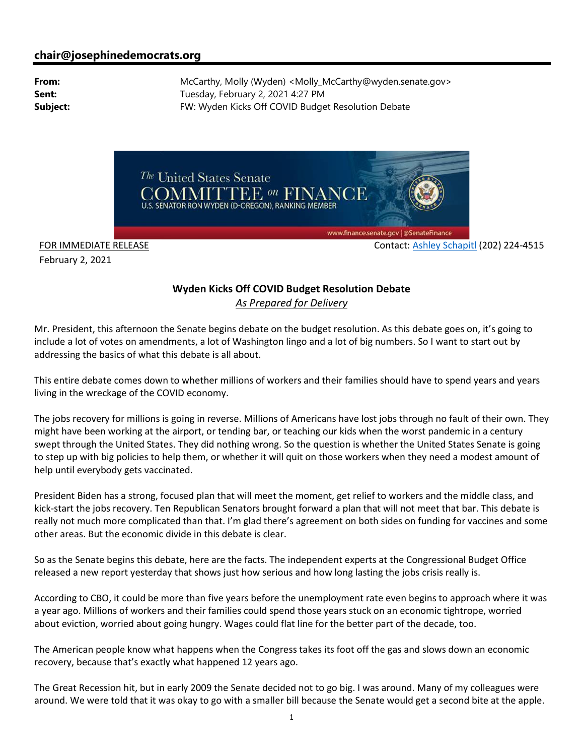**chair@josephinedemocrats.org**

**From:** McCarthy, Molly (Wyden) <Molly_McCarthy@wyden.senate.gov>
**Sent:** Tuesday, February 2, 2021 4:27 PM
**Subject:** FW: Wyden Kicks Off COVID Budget Resolution Debate

The United States Senate
COMMITTEE on FINANCE
U.S. SENATOR RON WYDEN (D-OREGON), RANKING MEMBER

www.finance.senate.gov | @SenateFinance

FOR IMMEDIATE RELEASE
February 2, 2021

Contact: Ashley Schapitl (202) 224-4515

**Wyden Kicks Off COVID Budget Resolution Debate**

*As Prepared for Delivery*

Mr. President, this afternoon the Senate begins debate on the budget resolution. As this debate goes on, it's going to include a lot of votes on amendments, a lot of Washington lingo and a lot of big numbers. So I want to start out by addressing the basics of what this debate is all about.

This entire debate comes down to whether millions of workers and their families should have to spend years and years living in the wreckage of the COVID economy.

The jobs recovery for millions is going in reverse. Millions of Americans have lost jobs through no fault of their own. They might have been working at the airport, or tending bar, or teaching our kids when the worst pandemic in a century swept through the United States. They did nothing wrong. So the question is whether the United States Senate is going to step up with big policies to help them, or whether it will quit on those workers when they need a modest amount of help until everybody gets vaccinated.

President Biden has a strong, focused plan that will meet the moment, get relief to workers and the middle class, and kick-start the jobs recovery. Ten Republican Senators brought forward a plan that will not meet that bar. This debate is really not much more complicated than that. I'm glad there's agreement on both sides on funding for vaccines and some other areas. But the economic divide in this debate is clear.

So as the Senate begins this debate, here are the facts. The independent experts at the Congressional Budget Office released a new report yesterday that shows just how serious and how long lasting the jobs crisis really is.

According to CBO, it could be more than five years before the unemployment rate even begins to approach where it was a year ago. Millions of workers and their families could spend those years stuck on an economic tightrope, worried about eviction, worried about going hungry. Wages could flat line for the better part of the decade, too.

The American people know what happens when the Congress takes its foot off the gas and slows down an economic recovery, because that's exactly what happened 12 years ago.

The Great Recession hit, but in early 2009 the Senate decided not to go big. I was around. Many of my colleagues were around. We were told that it was okay to go with a smaller bill because the Senate would get a second bite at the apple.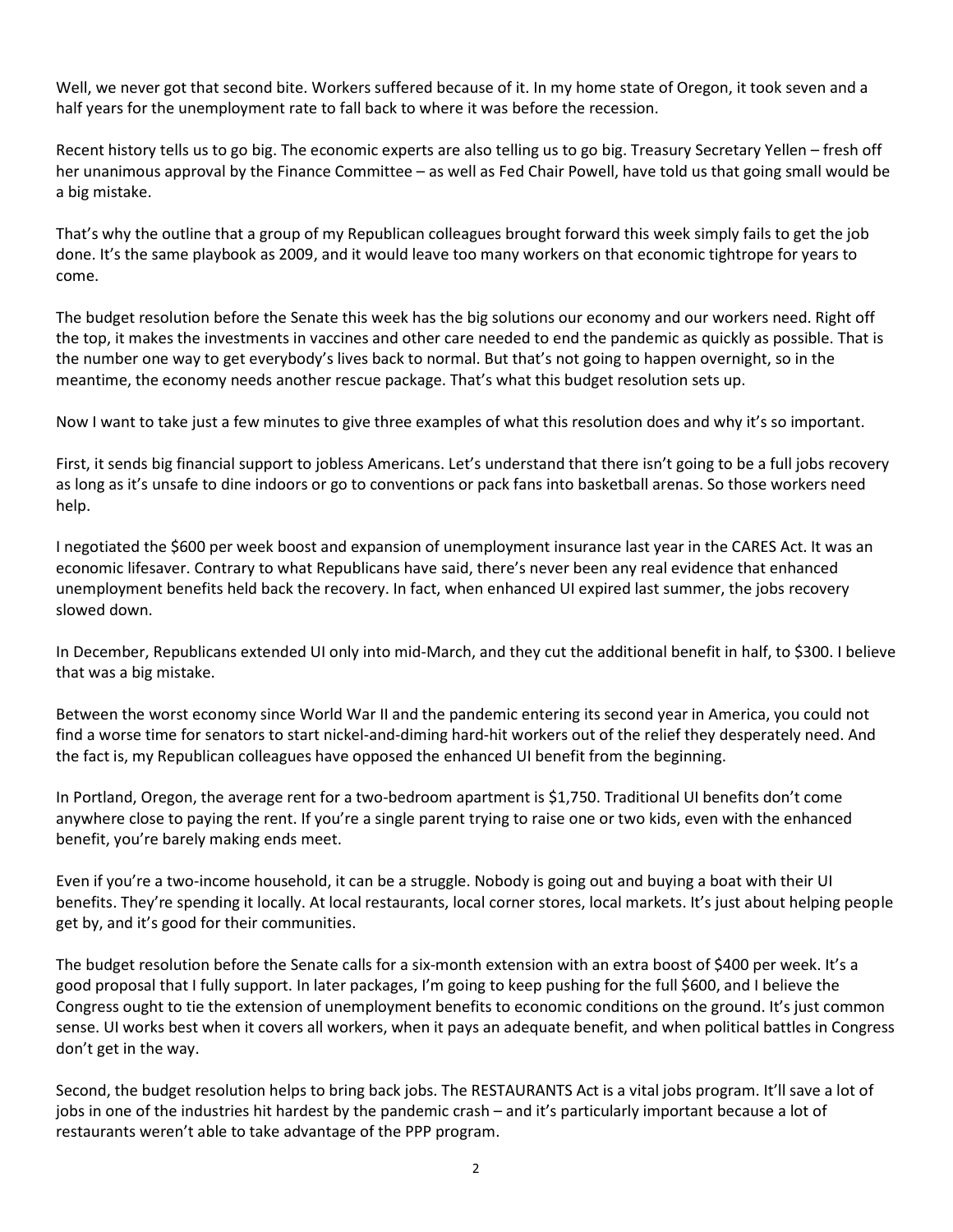Well, we never got that second bite. Workers suffered because of it. In my home state of Oregon, it took seven and a half years for the unemployment rate to fall back to where it was before the recession.

Recent history tells us to go big. The economic experts are also telling us to go big. Treasury Secretary Yellen – fresh off her unanimous approval by the Finance Committee – as well as Fed Chair Powell, have told us that going small would be a big mistake.

That's why the outline that a group of my Republican colleagues brought forward this week simply fails to get the job done. It's the same playbook as 2009, and it would leave too many workers on that economic tightrope for years to come.

The budget resolution before the Senate this week has the big solutions our economy and our workers need. Right off the top, it makes the investments in vaccines and other care needed to end the pandemic as quickly as possible. That is the number one way to get everybody's lives back to normal. But that's not going to happen overnight, so in the meantime, the economy needs another rescue package. That's what this budget resolution sets up.

Now I want to take just a few minutes to give three examples of what this resolution does and why it's so important.

First, it sends big financial support to jobless Americans. Let's understand that there isn't going to be a full jobs recovery as long as it's unsafe to dine indoors or go to conventions or pack fans into basketball arenas. So those workers need help.

I negotiated the $600 per week boost and expansion of unemployment insurance last year in the CARES Act. It was an economic lifesaver. Contrary to what Republicans have said, there's never been any real evidence that enhanced unemployment benefits held back the recovery. In fact, when enhanced UI expired last summer, the jobs recovery slowed down.

In December, Republicans extended UI only into mid-March, and they cut the additional benefit in half, to $300. I believe that was a big mistake.

Between the worst economy since World War II and the pandemic entering its second year in America, you could not find a worse time for senators to start nickel-and-diming hard-hit workers out of the relief they desperately need. And the fact is, my Republican colleagues have opposed the enhanced UI benefit from the beginning.

In Portland, Oregon, the average rent for a two-bedroom apartment is $1,750. Traditional UI benefits don't come anywhere close to paying the rent. If you're a single parent trying to raise one or two kids, even with the enhanced benefit, you're barely making ends meet.

Even if you're a two-income household, it can be a struggle. Nobody is going out and buying a boat with their UI benefits. They're spending it locally. At local restaurants, local corner stores, local markets. It's just about helping people get by, and it's good for their communities.

The budget resolution before the Senate calls for a six-month extension with an extra boost of $400 per week. It's a good proposal that I fully support. In later packages, I'm going to keep pushing for the full $600, and I believe the Congress ought to tie the extension of unemployment benefits to economic conditions on the ground. It's just common sense. UI works best when it covers all workers, when it pays an adequate benefit, and when political battles in Congress don't get in the way.

Second, the budget resolution helps to bring back jobs. The RESTAURANTS Act is a vital jobs program. It'll save a lot of jobs in one of the industries hit hardest by the pandemic crash – and it's particularly important because a lot of restaurants weren't able to take advantage of the PPP program.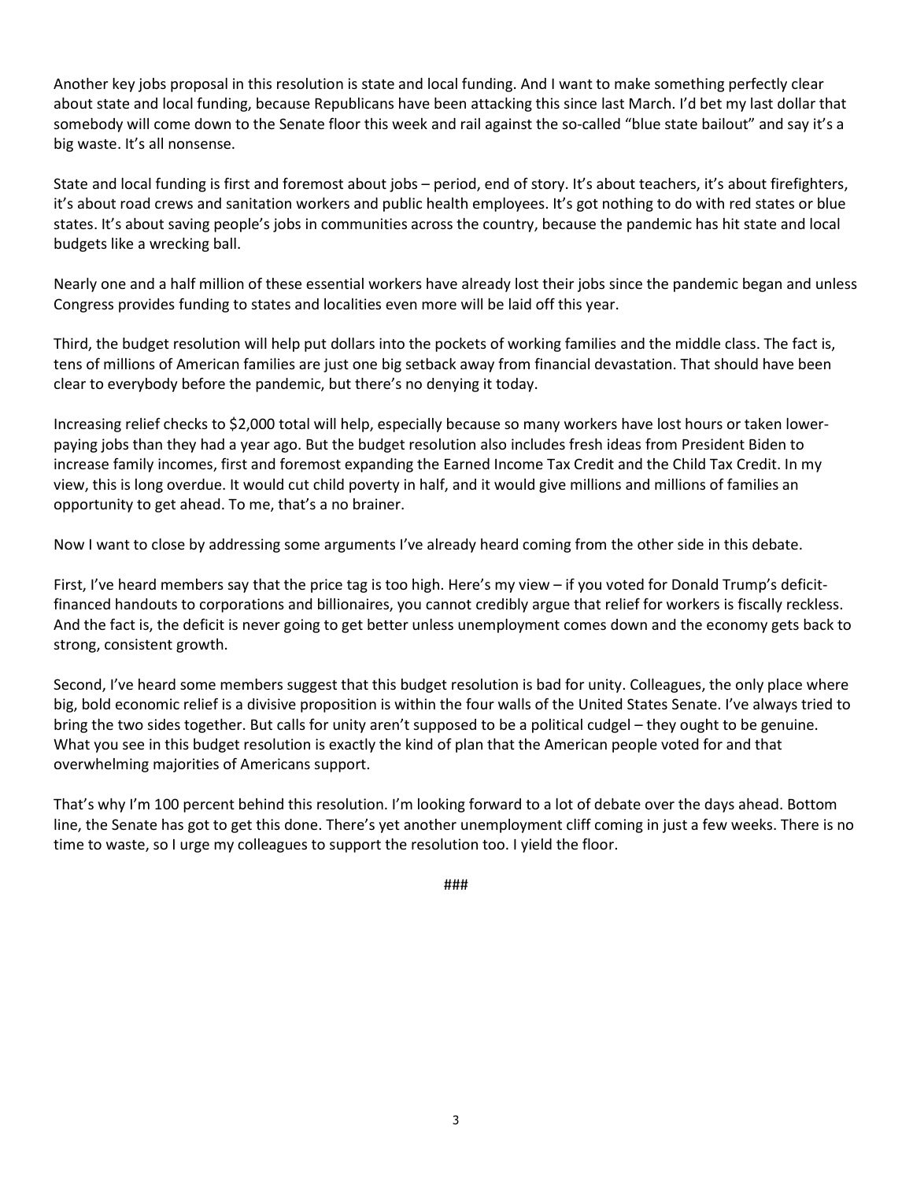Another key jobs proposal in this resolution is state and local funding. And I want to make something perfectly clear about state and local funding, because Republicans have been attacking this since last March. I'd bet my last dollar that somebody will come down to the Senate floor this week and rail against the so-called "blue state bailout" and say it's a big waste. It's all nonsense.

State and local funding is first and foremost about jobs – period, end of story. It's about teachers, it's about firefighters, it's about road crews and sanitation workers and public health employees. It's got nothing to do with red states or blue states. It's about saving people's jobs in communities across the country, because the pandemic has hit state and local budgets like a wrecking ball.

Nearly one and a half million of these essential workers have already lost their jobs since the pandemic began and unless Congress provides funding to states and localities even more will be laid off this year.

Third, the budget resolution will help put dollars into the pockets of working families and the middle class. The fact is, tens of millions of American families are just one big setback away from financial devastation. That should have been clear to everybody before the pandemic, but there's no denying it today.

Increasing relief checks to $2,000 total will help, especially because so many workers have lost hours or taken lower-paying jobs than they had a year ago. But the budget resolution also includes fresh ideas from President Biden to increase family incomes, first and foremost expanding the Earned Income Tax Credit and the Child Tax Credit. In my view, this is long overdue. It would cut child poverty in half, and it would give millions and millions of families an opportunity to get ahead. To me, that's a no brainer.

Now I want to close by addressing some arguments I've already heard coming from the other side in this debate.

First, I've heard members say that the price tag is too high. Here's my view – if you voted for Donald Trump's deficit-financed handouts to corporations and billionaires, you cannot credibly argue that relief for workers is fiscally reckless. And the fact is, the deficit is never going to get better unless unemployment comes down and the economy gets back to strong, consistent growth.

Second, I've heard some members suggest that this budget resolution is bad for unity. Colleagues, the only place where big, bold economic relief is a divisive proposition is within the four walls of the United States Senate. I've always tried to bring the two sides together. But calls for unity aren't supposed to be a political cudgel – they ought to be genuine. What you see in this budget resolution is exactly the kind of plan that the American people voted for and that overwhelming majorities of Americans support.

That's why I'm 100 percent behind this resolution. I'm looking forward to a lot of debate over the days ahead. Bottom line, the Senate has got to get this done. There's yet another unemployment cliff coming in just a few weeks. There is no time to waste, so I urge my colleagues to support the resolution too. I yield the floor.

###